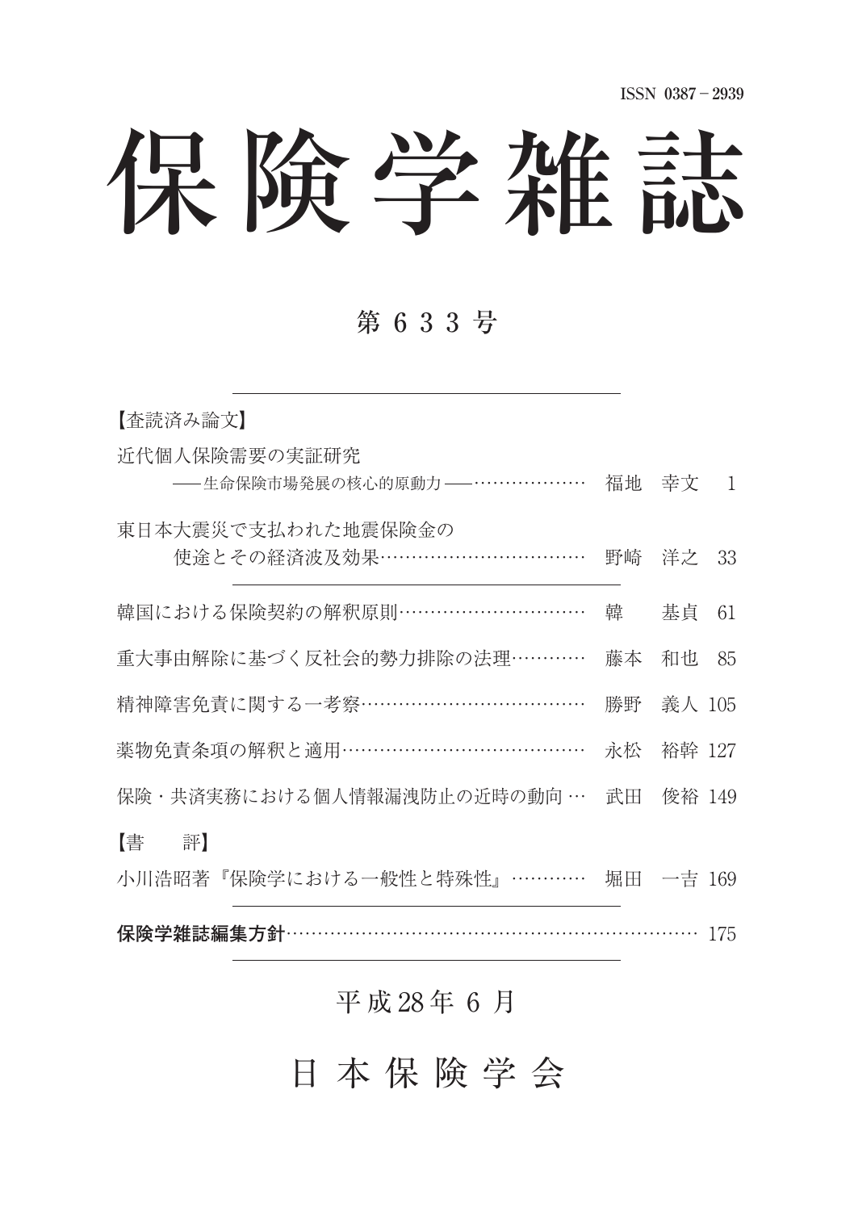ISSN 0387－2939

# 保険学雑誌

## 第 6 3 3 号

【査読済み論文】

近代個人保険需要の実証研究
　　──生命保険市場発展の核心的原動力──……………… 福地　幸文　1

東日本大震災で支払われた地震保険金の
　　使途とその経済波及効果…………………………… 野崎　洋之　33

韓国における保険契約の解釈原則………………………… 韓　　基貞　61

重大事由解除に基づく反社会的勢力排除の法理………… 藤本　和也　85

精神障害免責に関する一考察……………………………… 勝野　義人 105

薬物免責条項の解釈と適用………………………………… 永松　裕幹 127

保険・共済実務における個人情報漏洩防止の近時の動向 … 武田　俊裕 149

【書　　評】

小川浩昭著『保険学における一般性と特殊性』………… 堀田　一吉 169

**保険学雑誌編集方針**……………………………………………………… 175

平 成 28 年 6 月

日 本 保 険 学 会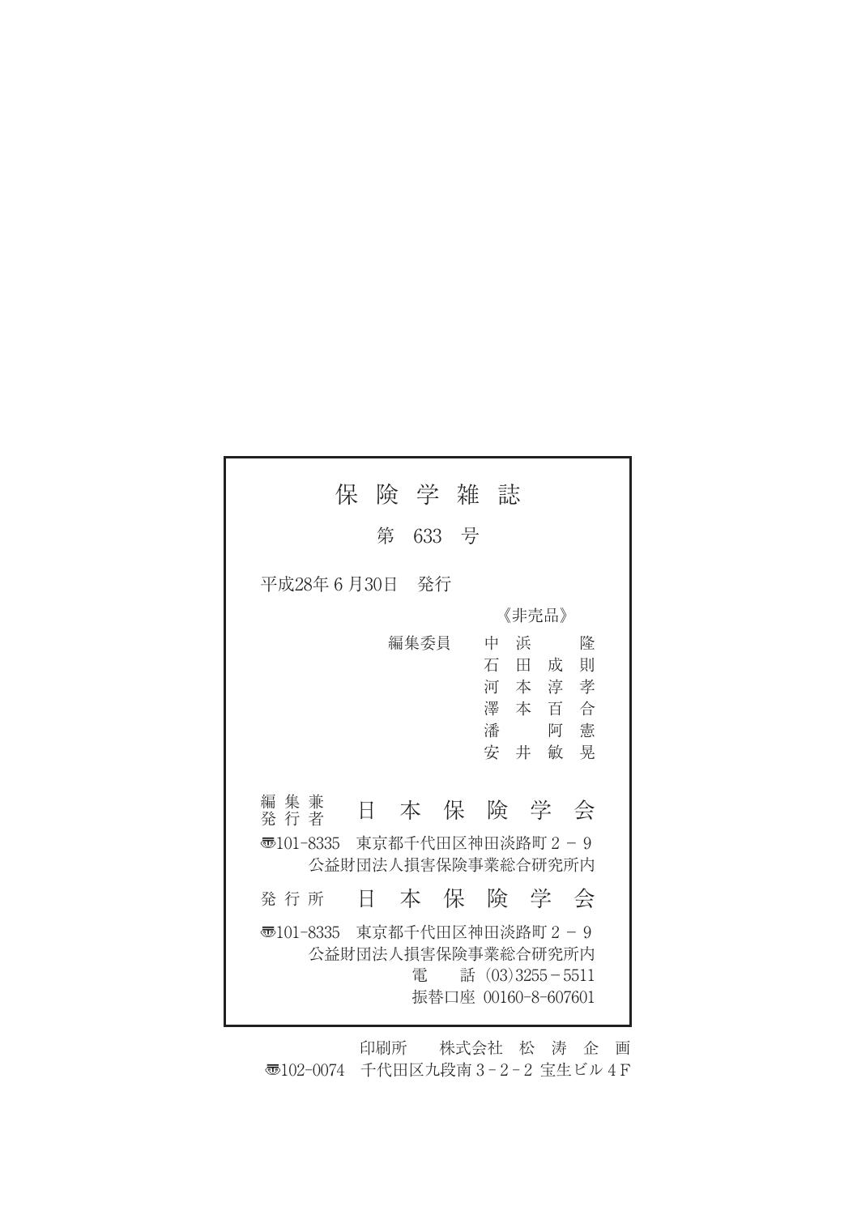# 保険学雑誌

## 第 633 号

平成28年６月30日　発行

《非売品》

編集委員　中浜　隆
石田成則
河本淳孝
澤本百合
潘　阿憲
安井敏晃

編集兼発行者　日本保険学会

〒101-8335　東京都千代田区神田淡路町２－９
公益財団法人損害保険事業総合研究所内

発行所　日本保険学会

〒101-8335　東京都千代田区神田淡路町２－９
公益財団法人損害保険事業総合研究所内
電　話（03）3255－5511
振替口座 00160-8-607601

印刷所　株式会社　松濤企画
〒102-0074　千代田区九段南３－２－２ 宝生ビル４F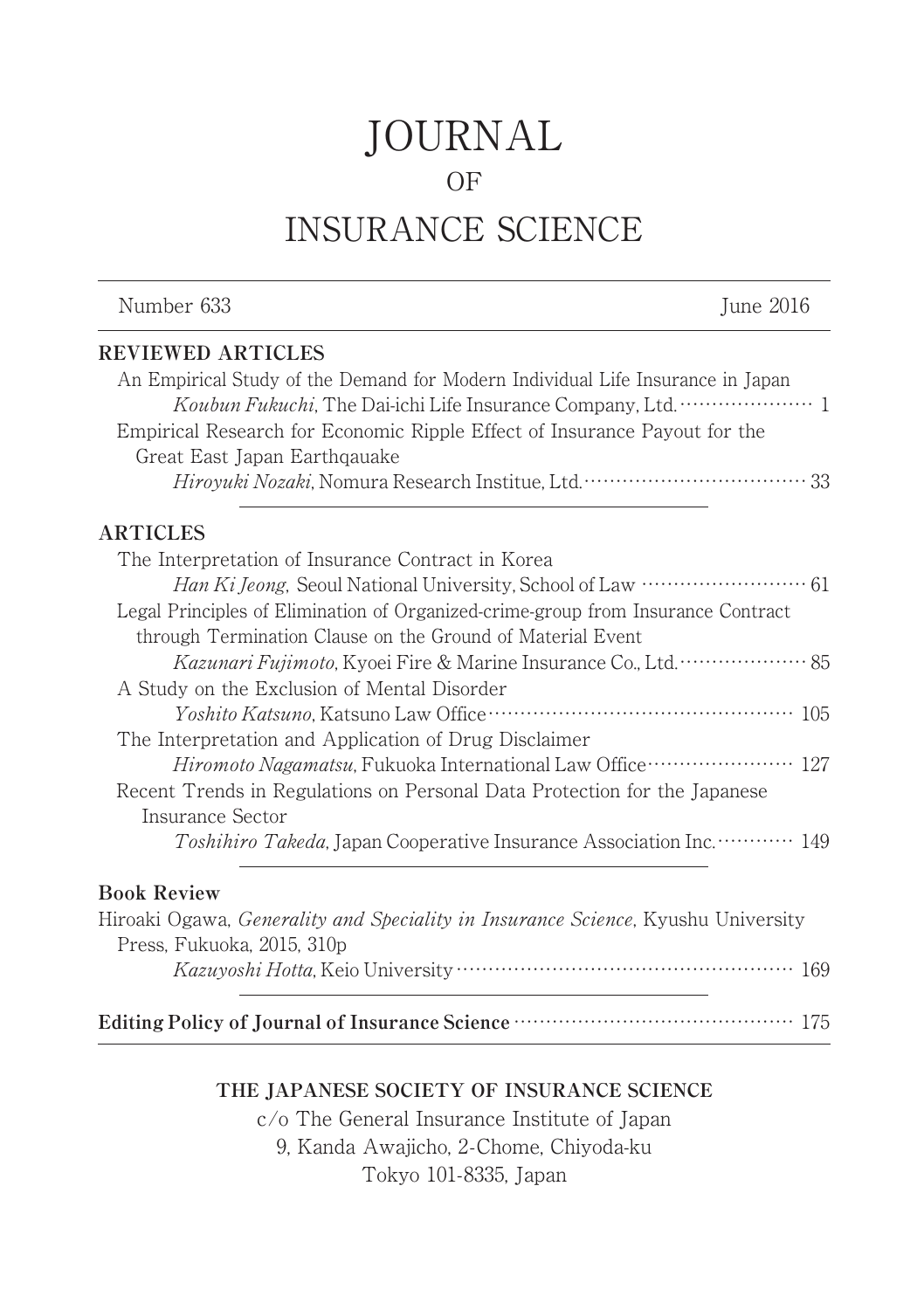# JOURNAL

## OF

# INSURANCE SCIENCE

Number 633 June 2016

**REVIEWED ARTICLES**

An Empirical Study of the Demand for Modern Individual Life Insurance in Japan
*Koubun Fukuchi*, The Dai-ichi Life Insurance Company, Ltd. ………………… 1

Empirical Research for Economic Ripple Effect of Insurance Payout for the Great East Japan Earthqauake
*Hiroyuki Nozaki*, Nomura Research Institue, Ltd. ……………………………… 33

**ARTICLES**

The Interpretation of Insurance Contract in Korea
*Han Ki Jeong*, Seoul National University, School of Law ……………………… 61

Legal Principles of Elimination of Organized-crime-group from Insurance Contract through Termination Clause on the Ground of Material Event
*Kazunari Fujimoto*, Kyoei Fire & Marine Insurance Co., Ltd. ………………… 85

A Study on the Exclusion of Mental Disorder
*Yoshito Katsuno*, Katsuno Law Office ………………………………………… 105

The Interpretation and Application of Drug Disclaimer
*Hiromoto Nagamatsu*, Fukuoka International Law Office …………………… 127

Recent Trends in Regulations on Personal Data Protection for the Japanese Insurance Sector
*Toshihiro Takeda*, Japan Cooperative Insurance Association Inc. ………… 149

**Book Review**

Hiroaki Ogawa, *Generality and Speciality in Insurance Science*, Kyushu University Press, Fukuoka, 2015, 310p
*Kazuyoshi Hotta*, Keio University ……………………………………………… 169

**Editing Policy of Journal of Insurance Science** …………………………………… 175

**THE JAPANESE SOCIETY OF INSURANCE SCIENCE**

c/o The General Insurance Institute of Japan
9, Kanda Awajicho, 2-Chome, Chiyoda-ku
Tokyo 101-8335, Japan